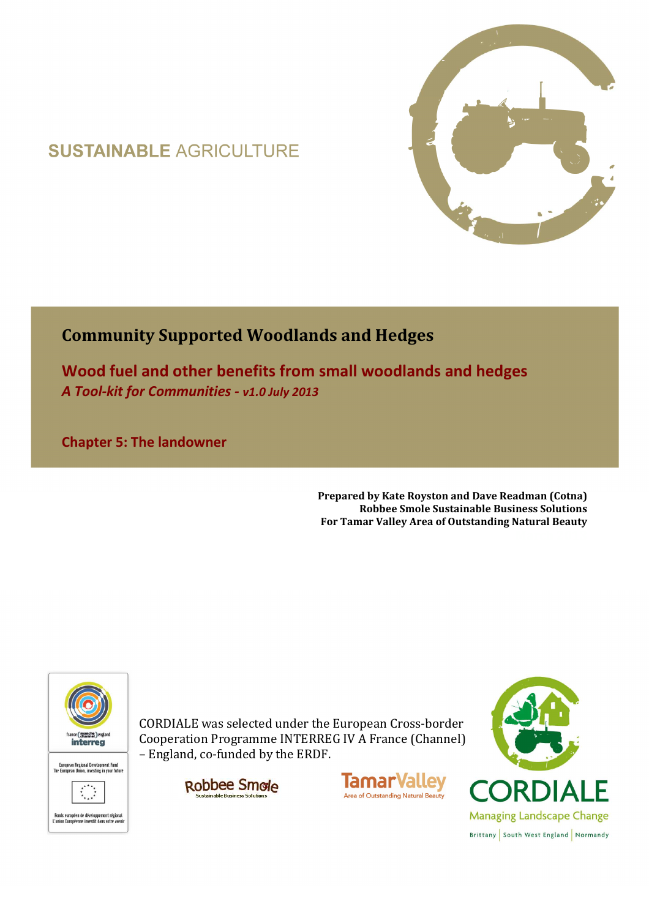SUSTAINABLE AGRICULTURE

# Community Supported Woodlands and Hedges

## Wood fuel and other benefits from small woodlands and hedges

*A Tool-kit for Communities - v1.0 July 2013*

## Chapter 5: The landowner

**Prepared by Kate Royston and Dave Readman (Cotna)**
**Robbee Smole Sustainable Business Solutions**
**For Tamar Valley Area of Outstanding Natural Beauty**

CORDIALE was selected under the European Cross-border Cooperation Programme INTERREG IV A France (Channel) – England, co-funded by the ERDF.

france (manche channel) england
interreg

European Regional Development Fund
The European Union, investing in your future

Fonds européen de développement régional
L'union Européenne investit dans votre avenir

Robbee Smole
Sustainable Business Solutions

TamarValley
Area of Outstanding Natural Beauty

CORDIALE
Managing Landscape Change
Brittany | South West England | Normandy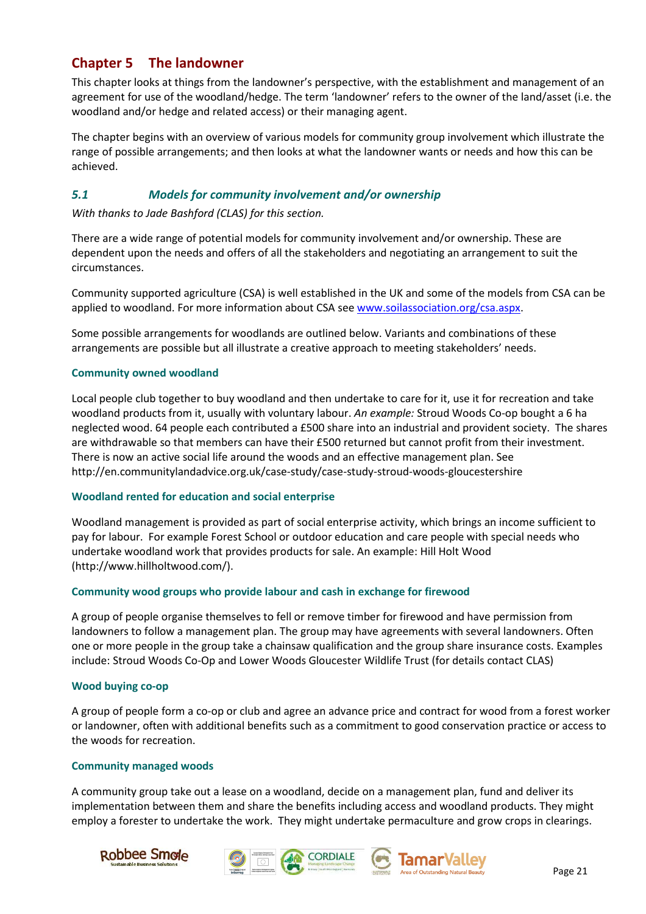# Chapter 5 The landowner

This chapter looks at things from the landowner's perspective, with the establishment and management of an agreement for use of the woodland/hedge. The term 'landowner' refers to the owner of the land/asset (i.e. the woodland and/or hedge and related access) or their managing agent.

The chapter begins with an overview of various models for community group involvement which illustrate the range of possible arrangements; and then looks at what the landowner wants or needs and how this can be achieved.

## *5.1 Models for community involvement and/or ownership*

*With thanks to Jade Bashford (CLAS) for this section.*

There are a wide range of potential models for community involvement and/or ownership. These are dependent upon the needs and offers of all the stakeholders and negotiating an arrangement to suit the circumstances.

Community supported agriculture (CSA) is well established in the UK and some of the models from CSA can be applied to woodland. For more information about CSA see www.soilassociation.org/csa.aspx.

Some possible arrangements for woodlands are outlined below. Variants and combinations of these arrangements are possible but all illustrate a creative approach to meeting stakeholders' needs.

### Community owned woodland

Local people club together to buy woodland and then undertake to care for it, use it for recreation and take woodland products from it, usually with voluntary labour. *An example:* Stroud Woods Co-op bought a 6 ha neglected wood. 64 people each contributed a £500 share into an industrial and provident society. The shares are withdrawable so that members can have their £500 returned but cannot profit from their investment. There is now an active social life around the woods and an effective management plan. See http://en.communitylandadvice.org.uk/case-study/case-study-stroud-woods-gloucestershire

### Woodland rented for education and social enterprise

Woodland management is provided as part of social enterprise activity, which brings an income sufficient to pay for labour. For example Forest School or outdoor education and care people with special needs who undertake woodland work that provides products for sale. An example: Hill Holt Wood (http://www.hillholtwood.com/).

### Community wood groups who provide labour and cash in exchange for firewood

A group of people organise themselves to fell or remove timber for firewood and have permission from landowners to follow a management plan. The group may have agreements with several landowners. Often one or more people in the group take a chainsaw qualification and the group share insurance costs. Examples include: Stroud Woods Co-Op and Lower Woods Gloucester Wildlife Trust (for details contact CLAS)

### Wood buying co-op

A group of people form a co-op or club and agree an advance price and contract for wood from a forest worker or landowner, often with additional benefits such as a commitment to good conservation practice or access to the woods for recreation.

### Community managed woods

A community group take out a lease on a woodland, decide on a management plan, fund and deliver its implementation between them and share the benefits including access and woodland products. They might employ a forester to undertake the work. They might undertake permaculture and grow crops in clearings.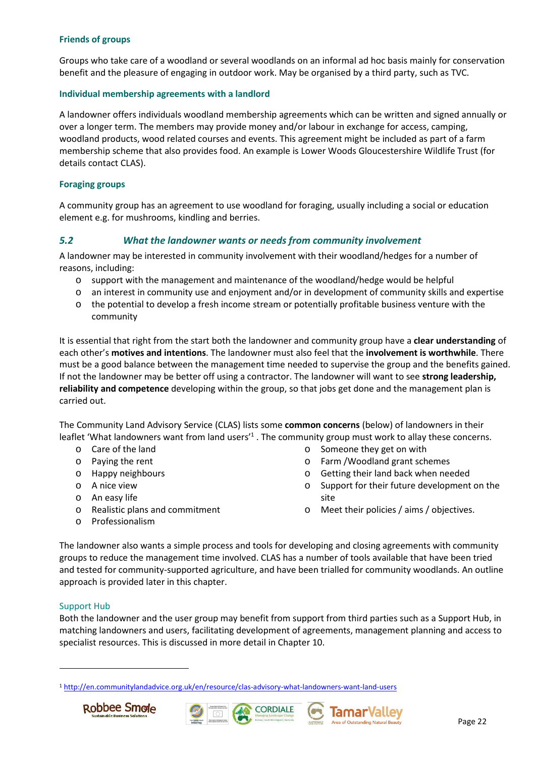#### Friends of groups

Groups who take care of a woodland or several woodlands on an informal ad hoc basis mainly for conservation benefit and the pleasure of engaging in outdoor work. May be organised by a third party, such as TVC.

#### Individual membership agreements with a landlord

A landowner offers individuals woodland membership agreements which can be written and signed annually or over a longer term. The members may provide money and/or labour in exchange for access, camping, woodland products, wood related courses and events. This agreement might be included as part of a farm membership scheme that also provides food. An example is Lower Woods Gloucestershire Wildlife Trust (for details contact CLAS).

#### Foraging groups

A community group has an agreement to use woodland for foraging, usually including a social or education element e.g. for mushrooms, kindling and berries.

### *5.2 What the landowner wants or needs from community involvement*

A landowner may be interested in community involvement with their woodland/hedges for a number of reasons, including:

- support with the management and maintenance of the woodland/hedge would be helpful
- an interest in community use and enjoyment and/or in development of community skills and expertise
- the potential to develop a fresh income stream or potentially profitable business venture with the community

It is essential that right from the start both the landowner and community group have a **clear understanding** of each other's **motives and intentions**. The landowner must also feel that the **involvement is worthwhile**. There must be a good balance between the management time needed to supervise the group and the benefits gained. If not the landowner may be better off using a contractor. The landowner will want to see **strong leadership, reliability and competence** developing within the group, so that jobs get done and the management plan is carried out.

The Community Land Advisory Service (CLAS) lists some **common concerns** (below) of landowners in their leaflet 'What landowners want from land users'[1] . The community group must work to allay these concerns.

- Care of the land
- Paying the rent
- Happy neighbours
- A nice view
- An easy life
- Realistic plans and commitment
- Professionalism
- Someone they get on with
- Farm /Woodland grant schemes
- Getting their land back when needed
- Support for their future development on the site
- Meet their policies / aims / objectives.

The landowner also wants a simple process and tools for developing and closing agreements with community groups to reduce the management time involved. CLAS has a number of tools available that have been tried and tested for community-supported agriculture, and have been trialled for community woodlands. An outline approach is provided later in this chapter.

#### Support Hub

Both the landowner and the user group may benefit from support from third parties such as a Support Hub, in matching landowners and users, facilitating development of agreements, management planning and access to specialist resources. This is discussed in more detail in Chapter 10.

---

[1] http://en.communitylandadvice.org.uk/en/resource/clas-advisory-what-landowners-want-land-users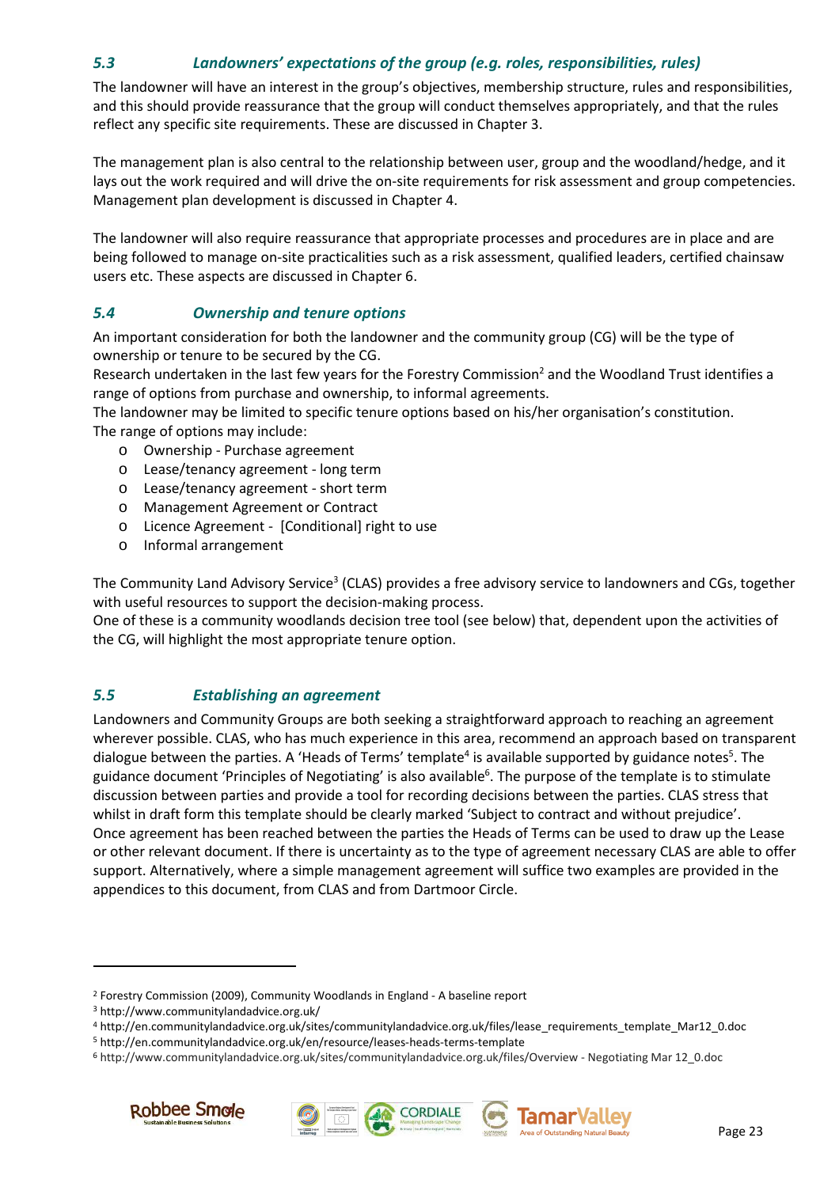### *5.3 Landowners' expectations of the group (e.g. roles, responsibilities, rules)*

The landowner will have an interest in the group's objectives, membership structure, rules and responsibilities, and this should provide reassurance that the group will conduct themselves appropriately, and that the rules reflect any specific site requirements. These are discussed in Chapter 3.

The management plan is also central to the relationship between user, group and the woodland/hedge, and it lays out the work required and will drive the on-site requirements for risk assessment and group competencies. Management plan development is discussed in Chapter 4.

The landowner will also require reassurance that appropriate processes and procedures are in place and are being followed to manage on-site practicalities such as a risk assessment, qualified leaders, certified chainsaw users etc. These aspects are discussed in Chapter 6.

### *5.4 Ownership and tenure options*

An important consideration for both the landowner and the community group (CG) will be the type of ownership or tenure to be secured by the CG.

Research undertaken in the last few years for the Forestry Commission[2] and the Woodland Trust identifies a range of options from purchase and ownership, to informal agreements.

The landowner may be limited to specific tenure options based on his/her organisation's constitution.

The range of options may include:

- Ownership - Purchase agreement
- Lease/tenancy agreement - long term
- Lease/tenancy agreement - short term
- Management Agreement or Contract
- Licence Agreement - [Conditional] right to use
- Informal arrangement

The Community Land Advisory Service[3] (CLAS) provides a free advisory service to landowners and CGs, together with useful resources to support the decision-making process.

One of these is a community woodlands decision tree tool (see below) that, dependent upon the activities of the CG, will highlight the most appropriate tenure option.

### *5.5 Establishing an agreement*

Landowners and Community Groups are both seeking a straightforward approach to reaching an agreement wherever possible. CLAS, who has much experience in this area, recommend an approach based on transparent dialogue between the parties. A 'Heads of Terms' template[4] is available supported by guidance notes[5]. The guidance document 'Principles of Negotiating' is also available[6]. The purpose of the template is to stimulate discussion between parties and provide a tool for recording decisions between the parties. CLAS stress that whilst in draft form this template should be clearly marked 'Subject to contract and without prejudice'.

Once agreement has been reached between the parties the Heads of Terms can be used to draw up the Lease or other relevant document. If there is uncertainty as to the type of agreement necessary CLAS are able to offer support. Alternatively, where a simple management agreement will suffice two examples are provided in the appendices to this document, from CLAS and from Dartmoor Circle.

---

[2] Forestry Commission (2009), Community Woodlands in England - A baseline report

[3] http://www.communitylandadvice.org.uk/

[4] http://en.communitylandadvice.org.uk/sites/communitylandadvice.org.uk/files/lease_requirements_template_Mar12_0.doc

[5] http://en.communitylandadvice.org.uk/en/resource/leases-heads-terms-template

[6] http://www.communitylandadvice.org.uk/sites/communitylandadvice.org.uk/files/Overview - Negotiating Mar 12_0.doc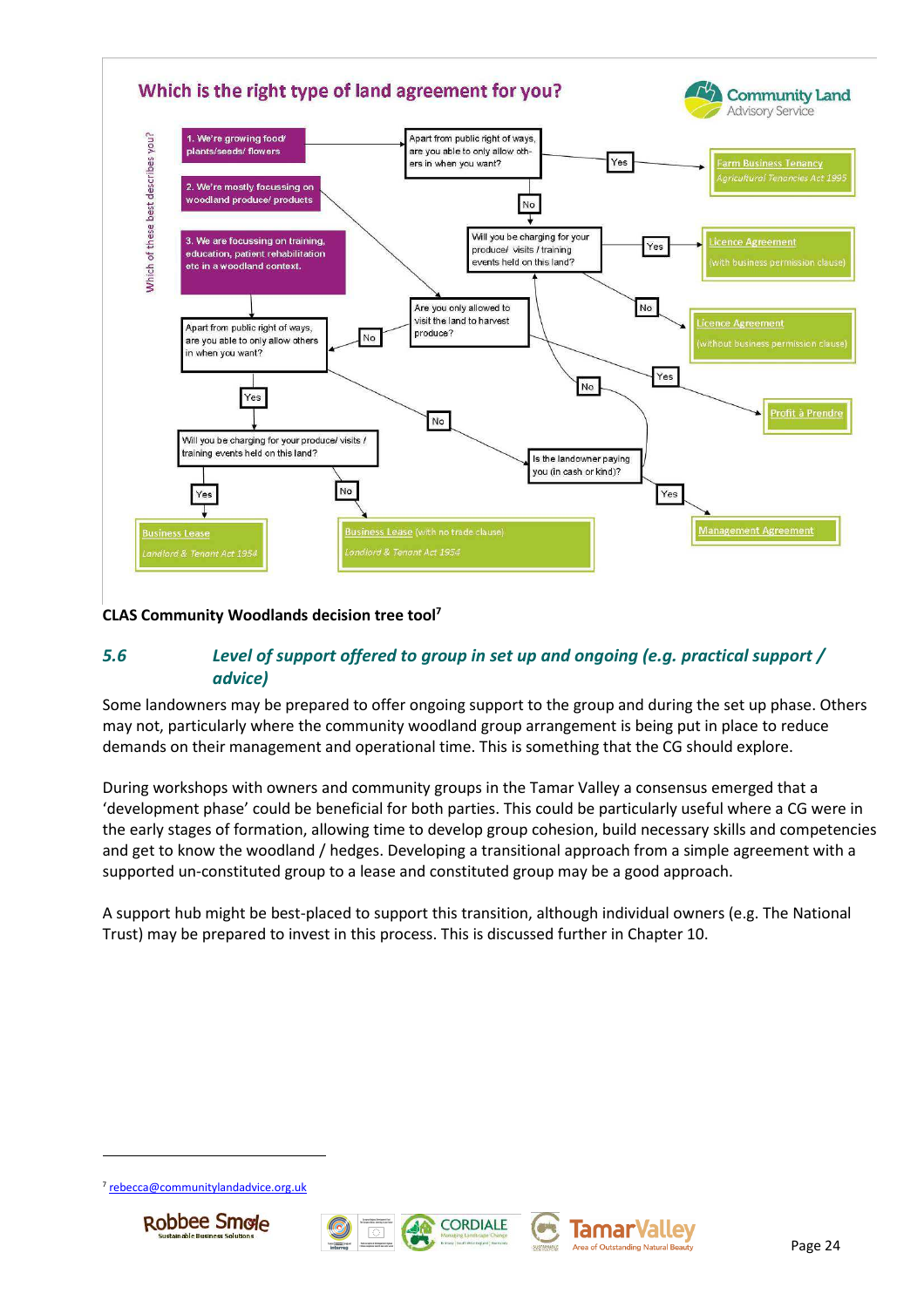Which is the right type of land agreement for you?

Community Land Advisory Service

Which of these best describes you?

1. We're growing food/ plants/seeds/ flowers

2. We're mostly focussing on woodland produce/ products

3. We are focussing on training, education, patient rehabilitation etc in a woodland context.

Apart from public right of ways, are you able to only allow others in when you want?

Yes

No

Will you be charging for your produce/ visits / training events held on this land?

Are you only allowed to visit the land to harvest produce?

Is the landowner paying you (in cash or kind)?

Farm Business Tenancy
Agricultural Tenancies Act 1995

Licence Agreement
(with business permission clause)

Licence Agreement
(without business permission clause)

Profit à Prendre

Management Agreement

Business Lease
Landlord & Tenant Act 1954

Business Lease (with no trade clause)
Landlord & Tenant Act 1954

**CLAS Community Woodlands decision tree tool**[7]

## *5.6 Level of support offered to group in set up and ongoing (e.g. practical support / advice)*

Some landowners may be prepared to offer ongoing support to the group and during the set up phase. Others may not, particularly where the community woodland group arrangement is being put in place to reduce demands on their management and operational time. This is something that the CG should explore.

During workshops with owners and community groups in the Tamar Valley a consensus emerged that a 'development phase' could be beneficial for both parties. This could be particularly useful where a CG were in the early stages of formation, allowing time to develop group cohesion, build necessary skills and competencies and get to know the woodland / hedges. Developing a transitional approach from a simple agreement with a supported un-constituted group to a lease and constituted group may be a good approach.

A support hub might be best-placed to support this transition, although individual owners (e.g. The National Trust) may be prepared to invest in this process. This is discussed further in Chapter 10.

[7] rebecca@communitylandadvice.org.uk